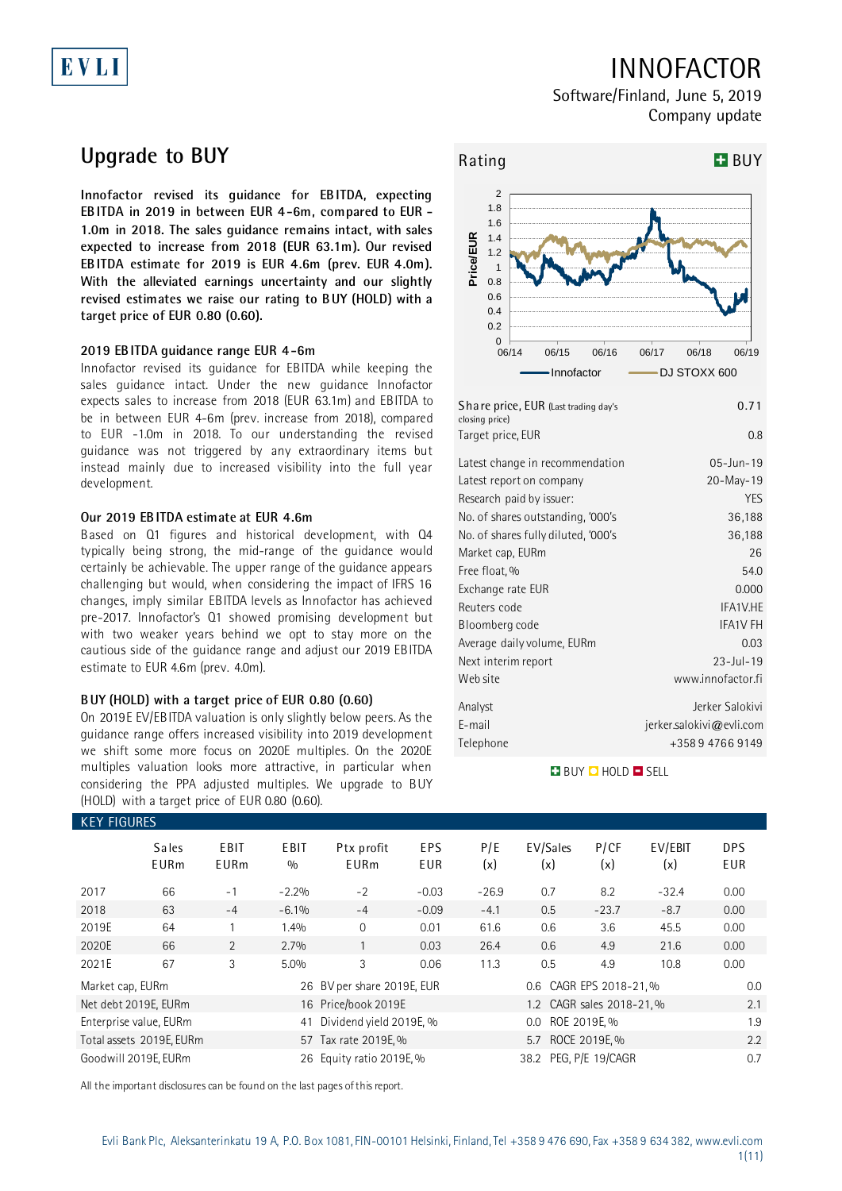EVLI

# INNOFACTOR

Software/Finland, June 5, 2019
Company update

## Upgrade to BUY

**Innofactor revised its guidance for EBITDA, expecting EBITDA in 2019 in between EUR 4-6m, compared to EUR -1.0m in 2018. The sales guidance remains intact, with sales expected to increase from 2018 (EUR 63.1m). Our revised EBITDA estimate for 2019 is EUR 4.6m (prev. EUR 4.0m). With the alleviated earnings uncertainty and our slightly revised estimates we raise our rating to BUY (HOLD) with a target price of EUR 0.80 (0.60).**

### 2019 EBITDA guidance range EUR 4-6m

Innofactor revised its guidance for EBITDA while keeping the sales guidance intact. Under the new guidance Innofactor expects sales to increase from 2018 (EUR 63.1m) and EBITDA to be in between EUR 4-6m (prev. increase from 2018), compared to EUR -1.0m in 2018. To our understanding the revised guidance was not triggered by any extraordinary items but instead mainly due to increased visibility into the full year development.

### Our 2019 EBITDA estimate at EUR 4.6m

Based on Q1 figures and historical development, with Q4 typically being strong, the mid-range of the guidance would certainly be achievable. The upper range of the guidance appears challenging but would, when considering the impact of IFRS 16 changes, imply similar EBITDA levels as Innofactor has achieved pre-2017. Innofactor's Q1 showed promising development but with two weaker years behind we opt to stay more on the cautious side of the guidance range and adjust our 2019 EBITDA estimate to EUR 4.6m (prev. 4.0m).

### BUY (HOLD) with a target price of EUR 0.80 (0.60)

On 2019E EV/EBITDA valuation is only slightly below peers. As the guidance range offers increased visibility into 2019 development we shift some more focus on 2020E multiples. On the 2020E multiples valuation looks more attractive, in particular when considering the PPA adjusted multiples. We upgrade to BUY (HOLD) with a target price of EUR 0.80 (0.60).

**Rating: BUY**

| | |
|---|---|
| Share price, EUR (Last trading day's closing price) | 0.71 |
| Target price, EUR | 0.8 |
| Latest change in recommendation | 05-Jun-19 |
| Latest report on company | 20-May-19 |
| Research paid by issuer: | YES |
| No. of shares outstanding, '000's | 36,188 |
| No. of shares fully diluted, '000's | 36,188 |
| Market cap, EURm | 26 |
| Free float, % | 54.0 |
| Exchange rate EUR | 0.000 |
| Reuters code | IFA1V.HE |
| Bloomberg code | IFA1V FH |
| Average daily volume, EURm | 0.03 |
| Next interim report | 23-Jul-19 |
| Web site | www.innofactor.fi |
| Analyst | Jerker Salokivi |
| E-mail | jerker.salokivi@evli.com |
| Telephone | +358 9 4766 9149 |

BUY HOLD SELL

### KEY FIGURES

| | Sales EURm | EBIT EURm | EBIT % | Ptx profit EURm | EPS EUR | P/E (x) | EV/Sales (x) | P/CF (x) | EV/EBIT (x) | DPS EUR |
|---|---|---|---|---|---|---|---|---|---|---|
| 2017 | 66 | -1 | -2.2% | -2 | -0.03 | -26.9 | 0.7 | 8.2 | -32.4 | 0.00 |
| 2018 | 63 | -4 | -6.1% | -4 | -0.09 | -4.1 | 0.5 | -23.7 | -8.7 | 0.00 |
| 2019E | 64 | 1 | 1.4% | 0 | 0.01 | 61.6 | 0.6 | 3.6 | 45.5 | 0.00 |
| 2020E | 66 | 2 | 2.7% | 1 | 0.03 | 26.4 | 0.6 | 4.9 | 21.6 | 0.00 |
| 2021E | 67 | 3 | 5.0% | 3 | 0.06 | 11.3 | 0.5 | 4.9 | 10.8 | 0.00 |

| | | | | | |
|---|---|---|---|---|---|
| Market cap, EURm | 26 | BV per share 2019E, EUR | 0.6 | CAGR EPS 2018-21, % | 0.0 |
| Net debt 2019E, EURm | 16 | Price/book 2019E | 1.2 | CAGR sales 2018-21, % | 2.1 |
| Enterprise value, EURm | 41 | Dividend yield 2019E, % | 0.0 | ROE 2019E, % | 1.9 |
| Total assets 2019E, EURm | 57 | Tax rate 2019E, % | 5.7 | ROCE 2019E, % | 2.2 |
| Goodwill 2019E, EURm | 26 | Equity ratio 2019E, % | 38.2 | PEG, P/E 19/CAGR | 0.7 |

All the important disclosures can be found on the last pages of this report.

Evli Bank Plc, Aleksanterinkatu 19 A, P.O. Box 1081, FIN-00101 Helsinki, Finland, Tel +358 9 476 690, Fax +358 9 634 382, www.evli.com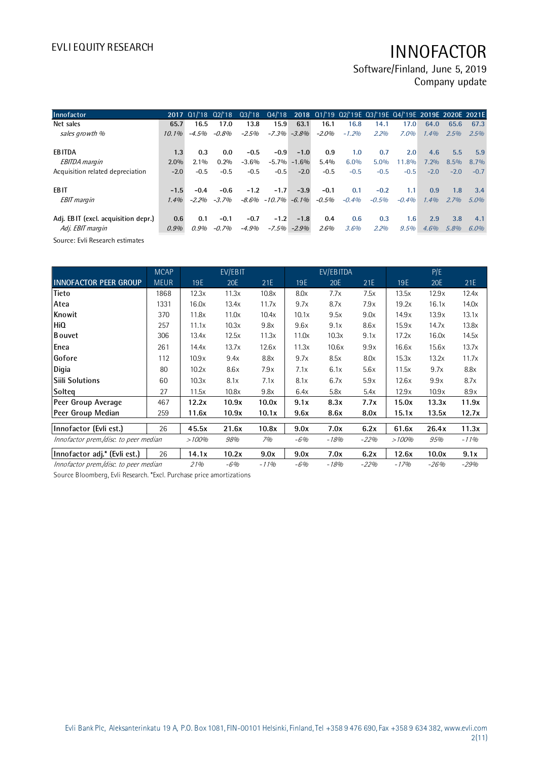| Innofactor | 2017 | Q1/'18 | Q2/'18 | Q3/'18 | Q4/'18 | 2018 | Q1/'19 | Q2/'19E | Q3/'19E | Q4/'19E | 2019E | 2020E | 2021E |
|---|---|---|---|---|---|---|---|---|---|---|---|---|---|
| **Net sales** | **65.7** | **16.5** | **17.0** | **13.8** | **15.9** | **63.1** | **16.1** | **16.8** | **14.1** | **17.0** | **64.0** | **65.6** | **67.3** |
| *sales growth %* | *10.1%* | *-4.5%* | *-0.8%* | *-2.5%* | *-7.3%* | *-3.8%* | *-2.0%* | *-1.2%* | *2.2%* | *7.0%* | *1.4%* | *2.5%* | *2.5%* |
| | | | | | | | | | | | | | |
| **EBITDA** | **1.3** | **0.3** | **0.0** | **-0.5** | **-0.9** | **-1.0** | **0.9** | **1.0** | **0.7** | **2.0** | **4.6** | **5.5** | **5.9** |
| *EBITDA margin* | 2.0% | 2.1% | 0.2% | -3.6% | -5.7% | -1.6% | 5.4% | 6.0% | 5.0% | 11.8% | 7.2% | 8.5% | 8.7% |
| Acquisition related depreciation | -2.0 | -0.5 | -0.5 | -0.5 | -0.5 | -2.0 | -0.5 | -0.5 | -0.5 | -0.5 | -2.0 | -2.0 | -0.7 |
| | | | | | | | | | | | | | |
| **EBIT** | **-1.5** | **-0.4** | **-0.6** | **-1.2** | **-1.7** | **-3.9** | **-0.1** | **0.1** | **-0.2** | **1.1** | **0.9** | **1.8** | **3.4** |
| *EBIT margin* | *1.4%* | *-2.2%* | *-3.7%* | *-8.6%* | *-10.7%* | *-6.1%* | *-0.5%* | *-0.4%* | *-0.5%* | *-0.4%* | *1.4%* | *2.7%* | *5.0%* |
| | | | | | | | | | | | | | |
| **Adj. EBIT (excl. acquisition depr.)** | **0.6** | **0.1** | **-0.1** | **-0.7** | **-1.2** | **-1.8** | **0.4** | **0.6** | **0.3** | **1.6** | **2.9** | **3.8** | **4.1** |
| *Adj. EBIT margin* | *0.9%* | *0.9%* | *-0.7%* | *-4.9%* | *-7.5%* | *-2.9%* | *2.6%* | *3.6%* | *2.2%* | *9.5%* | *4.6%* | *5.8%* | *6.0%* |

Source: Evli Research estimates

| | MCAP | EV/EBIT | | | EV/EBITDA | | | P/E | | |
|---|---|---|---|---|---|---|---|---|---|---|
| **INNOFACTOR PEER GROUP** | MEUR | 19E | 20E | 21E | 19E | 20E | 21E | 19E | 20E | 21E |
| **Tieto** | 1868 | 12.3x | 11.3x | 10.8x | 8.0x | 7.7x | 7.5x | 13.5x | 12.9x | 12.4x |
| **Atea** | 1331 | 16.0x | 13.4x | 11.7x | 9.7x | 8.7x | 7.9x | 19.2x | 16.1x | 14.0x |
| **Knowit** | 370 | 11.8x | 11.0x | 10.4x | 10.1x | 9.5x | 9.0x | 14.9x | 13.9x | 13.1x |
| **HiQ** | 257 | 11.1x | 10.3x | 9.8x | 9.6x | 9.1x | 8.6x | 15.9x | 14.7x | 13.8x |
| **Bouvet** | 306 | 13.4x | 12.5x | 11.3x | 11.0x | 10.3x | 9.1x | 17.2x | 16.0x | 14.5x |
| **Enea** | 261 | 14.4x | 13.7x | 12.6x | 11.3x | 10.6x | 9.9x | 16.6x | 15.6x | 13.7x |
| **Gofore** | 112 | 10.9x | 9.4x | 8.8x | 9.7x | 8.5x | 8.0x | 15.3x | 13.2x | 11.7x |
| **Digia** | 80 | 10.2x | 8.6x | 7.9x | 7.1x | 6.1x | 5.6x | 11.5x | 9.7x | 8.8x |
| **Siili Solutions** | 60 | 10.3x | 8.1x | 7.1x | 8.1x | 6.7x | 5.9x | 12.6x | 9.9x | 8.7x |
| **Solteq** | 27 | 11.5x | 10.8x | 9.8x | 6.4x | 5.8x | 5.4x | 12.9x | 10.9x | 8.9x |
| **Peer Group Average** | 467 | **12.2x** | **10.9x** | **10.0x** | **9.1x** | **8.3x** | **7.7x** | **15.0x** | **13.3x** | **11.9x** |
| **Peer Group Median** | 259 | **11.6x** | **10.9x** | **10.1x** | **9.6x** | **8.6x** | **8.0x** | **15.1x** | **13.5x** | **12.7x** |
| | | | | | | | | | | |
| **Innofactor (Evli est.)** | 26 | **45.5x** | **21.6x** | **10.8x** | **9.0x** | **7.0x** | **6.2x** | **61.6x** | **26.4x** | **11.3x** |
| *Innofactor prem./disc. to peer median* | | *>100%* | *98%* | *7%* | *-6%* | *-18%* | *-22%* | *>100%* | *95%* | *-11%* |
| | | | | | | | | | | |
| **Innofactor adj.* (Evli est.)** | 26 | **14.1x** | **10.2x** | **9.0x** | **9.0x** | **7.0x** | **6.2x** | **12.6x** | **10.0x** | **9.1x** |
| *Innofactor prem./disc. to peer median* | | *21%* | *-6%* | *-11%* | *-6%* | *-18%* | *-22%* | *-17%* | *-26%* | *-29%* |

Source Bloomberg, Evli Research. *Excl. Purchase price amortizations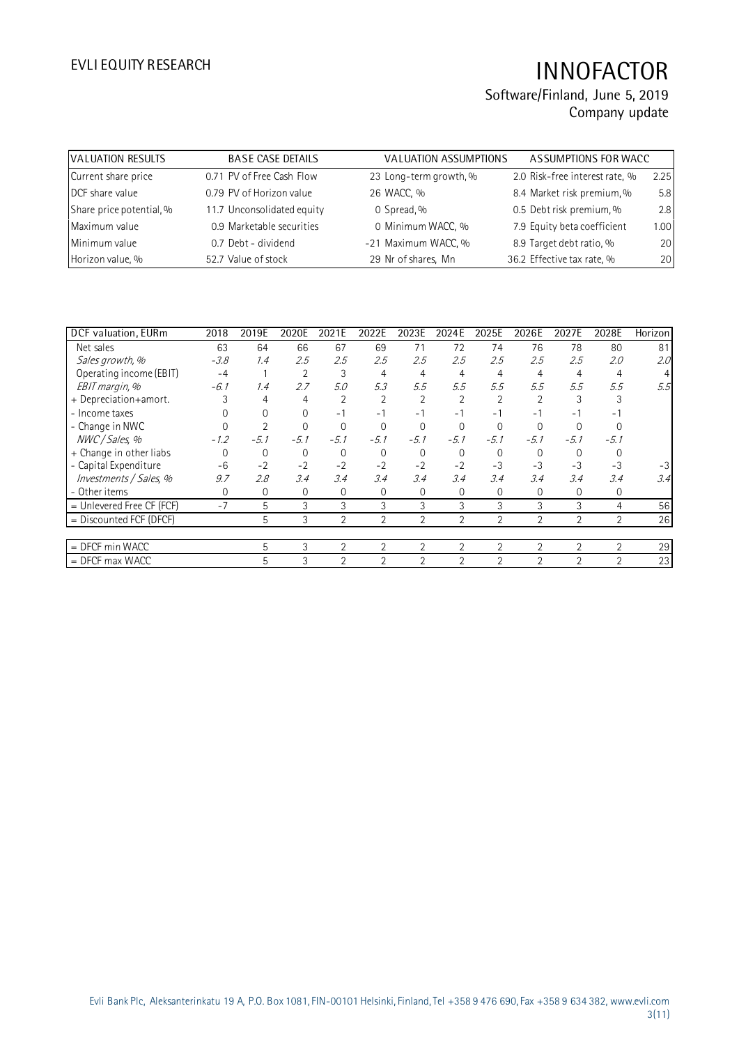| VALUATION RESULTS | BASE CASE DETAILS | | VALUATION ASSUMPTIONS | | ASSUMPTIONS FOR WACC | |
|---|---|---|---|---|---|---|
| Current share price | 0.71 | PV of Free Cash Flow | 23 | Long-term growth, % | 2.0 | Risk-free interest rate, % | 2.25 |
| DCF share value | 0.79 | PV of Horizon value | 26 | WACC, % | 8.4 | Market risk premium, % | 5.8 |
| Share price potential, % | 11.7 | Unconsolidated equity | 0 | Spread, % | 0.5 | Debt risk premium, % | 2.8 |
| Maximum value | 0.9 | Marketable securities | 0 | Minimum WACC, % | 7.9 | Equity beta coefficient | 1.00 |
| Minimum value | 0.7 | Debt - dividend | -21 | Maximum WACC, % | 8.9 | Target debt ratio, % | 20 |
| Horizon value, % | 52.7 | Value of stock | 29 | Nr of shares, Mn | 36.2 | Effective tax rate, % | 20 |

| DCF valuation, EURm | 2018 | 2019E | 2020E | 2021E | 2022E | 2023E | 2024E | 2025E | 2026E | 2027E | 2028E | Horizon |
|---|---|---|---|---|---|---|---|---|---|---|---|---|
| Net sales | 63 | 64 | 66 | 67 | 69 | 71 | 72 | 74 | 76 | 78 | 80 | 81 |
| *Sales growth, %* | *-3.8* | *1.4* | *2.5* | *2.5* | *2.5* | *2.5* | *2.5* | *2.5* | *2.5* | *2.5* | *2.0* | *2.0* |
| Operating income (EBIT) | -4 | 1 | 2 | 3 | 4 | 4 | 4 | 4 | 4 | 4 | 4 | 4 |
| *EBIT margin, %* | *-6.1* | *1.4* | *2.7* | *5.0* | *5.3* | *5.5* | *5.5* | *5.5* | *5.5* | *5.5* | *5.5* | *5.5* |
| + Depreciation+amort. | 3 | 4 | 4 | 2 | 2 | 2 | 2 | 2 | 2 | 3 | 3 | |
| - Income taxes | 0 | 0 | 0 | -1 | -1 | -1 | -1 | -1 | -1 | -1 | -1 | |
| - Change in NWC | 0 | 2 | 0 | 0 | 0 | 0 | 0 | 0 | 0 | 0 | 0 | |
| *NWC / Sales, %* | *-1.2* | *-5.1* | *-5.1* | *-5.1* | *-5.1* | *-5.1* | *-5.1* | *-5.1* | *-5.1* | *-5.1* | *-5.1* | |
| + Change in other liabs | 0 | 0 | 0 | 0 | 0 | 0 | 0 | 0 | 0 | 0 | 0 | |
| - Capital Expenditure | -6 | -2 | -2 | -2 | -2 | -2 | -2 | -3 | -3 | -3 | -3 | -3 |
| *Investments / Sales, %* | *9.7* | *2.8* | *3.4* | *3.4* | *3.4* | *3.4* | *3.4* | *3.4* | *3.4* | *3.4* | *3.4* | *3.4* |
| - Other items | 0 | 0 | 0 | 0 | 0 | 0 | 0 | 0 | 0 | 0 | 0 | |
| = Unlevered Free CF (FCF) | -7 | 5 | 3 | 3 | 3 | 3 | 3 | 3 | 3 | 3 | 4 | 56 |
| = Discounted FCF (DFCF) | | 5 | 3 | 2 | 2 | 2 | 2 | 2 | 2 | 2 | 2 | 26 |
| | | | | | | | | | | | | |
| = DFCF min WACC | | 5 | 3 | 2 | 2 | 2 | 2 | 2 | 2 | 2 | 2 | 29 |
| = DFCF max WACC | | 5 | 3 | 2 | 2 | 2 | 2 | 2 | 2 | 2 | 2 | 23 |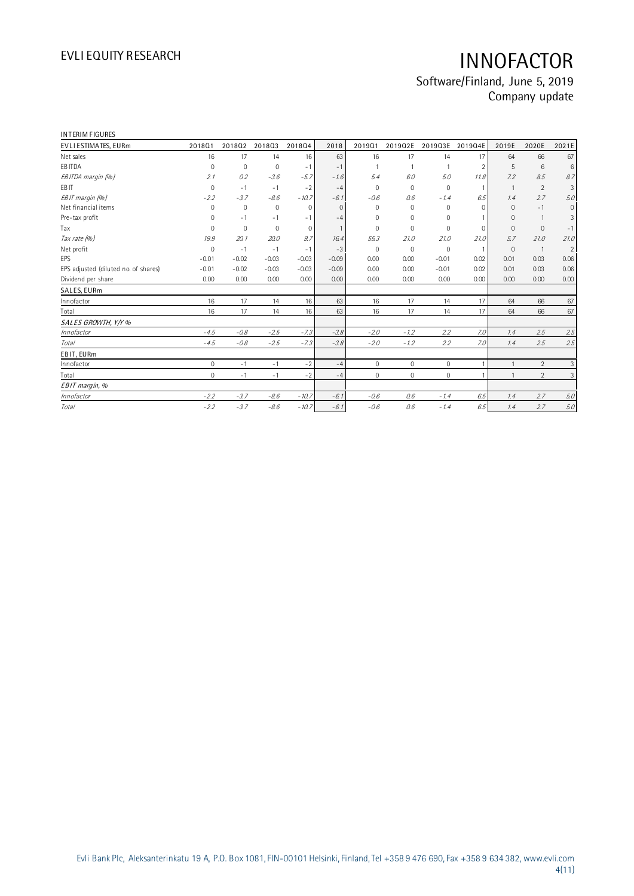INTERIM FIGURES

| EVLI ESTIMATES, EURm | 2018Q1 | 2018Q2 | 2018Q3 | 2018Q4 | 2018 | 2019Q1 | 2019Q2E | 2019Q3E | 2019Q4E | 2019E | 2020E | 2021E |
|---|---|---|---|---|---|---|---|---|---|---|---|---|
| Net sales | 16 | 17 | 14 | 16 | 63 | 16 | 17 | 14 | 17 | 64 | 66 | 67 |
| EBITDA | 0 | 0 | 0 | -1 | -1 | 1 | 1 | 1 | 2 | 5 | 6 | 6 |
| *EBITDA margin (%)* | *2.1* | *0.2* | *-3.6* | *-5.7* | *-1.6* | *5.4* | *6.0* | *5.0* | *11.8* | *7.2* | *8.5* | *8.7* |
| EBIT | 0 | -1 | -1 | -2 | -4 | 0 | 0 | 0 | 1 | 1 | 2 | 3 |
| *EBIT margin (%)* | *-2.2* | *-3.7* | *-8.6* | *-10.7* | *-6.1* | *-0.6* | *0.6* | *-1.4* | *6.5* | *1.4* | *2.7* | *5.0* |
| Net financial items | 0 | 0 | 0 | 0 | 0 | 0 | 0 | 0 | 0 | 0 | -1 | 0 |
| Pre-tax profit | 0 | -1 | -1 | -1 | -4 | 0 | 0 | 0 | 1 | 0 | 1 | 3 |
| Tax | 0 | 0 | 0 | 0 | 1 | 0 | 0 | 0 | 0 | 0 | 0 | -1 |
| *Tax rate (%)* | *19.9* | *20.1* | *20.0* | *9.7* | *16.4* | *55.3* | *21.0* | *21.0* | *21.0* | *5.7* | *21.0* | *21.0* |
| Net profit | 0 | -1 | -1 | -1 | -3 | 0 | 0 | 0 | 1 | 0 | 1 | 2 |
| EPS | -0.01 | -0.02 | -0.03 | -0.03 | -0.09 | 0.00 | 0.00 | -0.01 | 0.02 | 0.01 | 0.03 | 0.06 |
| EPS adjusted (diluted no. of shares) | -0.01 | -0.02 | -0.03 | -0.03 | -0.09 | 0.00 | 0.00 | -0.01 | 0.02 | 0.01 | 0.03 | 0.06 |
| Dividend per share | 0.00 | 0.00 | 0.00 | 0.00 | 0.00 | 0.00 | 0.00 | 0.00 | 0.00 | 0.00 | 0.00 | 0.00 |
| **SALES, EURm** | | | | | | | | | | | | |
| Innofactor | 16 | 17 | 14 | 16 | 63 | 16 | 17 | 14 | 17 | 64 | 66 | 67 |
| Total | 16 | 17 | 14 | 16 | 63 | 16 | 17 | 14 | 17 | 64 | 66 | 67 |
| ***SALES GROWTH, Y/Y %*** | | | | | | | | | | | | |
| *Innofactor* | *-4.5* | *-0.8* | *-2.5* | *-7.3* | *-3.8* | *-2.0* | *-1.2* | *2.2* | *7.0* | *1.4* | *2.5* | *2.5* |
| *Total* | *-4.5* | *-0.8* | *-2.5* | *-7.3* | *-3.8* | *-2.0* | *-1.2* | *2.2* | *7.0* | *1.4* | *2.5* | *2.5* |
| **EBIT, EURm** | | | | | | | | | | | | |
| Innofactor | 0 | -1 | -1 | -2 | -4 | 0 | 0 | 0 | 1 | 1 | 2 | 3 |
| Total | 0 | -1 | -1 | -2 | -4 | 0 | 0 | 0 | 1 | 1 | 2 | 3 |
| ***EBIT margin, %*** | | | | | | | | | | | | |
| *Innofactor* | *-2.2* | *-3.7* | *-8.6* | *-10.7* | *-6.1* | *-0.6* | *0.6* | *-1.4* | *6.5* | *1.4* | *2.7* | *5.0* |
| *Total* | *-2.2* | *-3.7* | *-8.6* | *-10.7* | *-6.1* | *-0.6* | *0.6* | *-1.4* | *6.5* | *1.4* | *2.7* | *5.0* |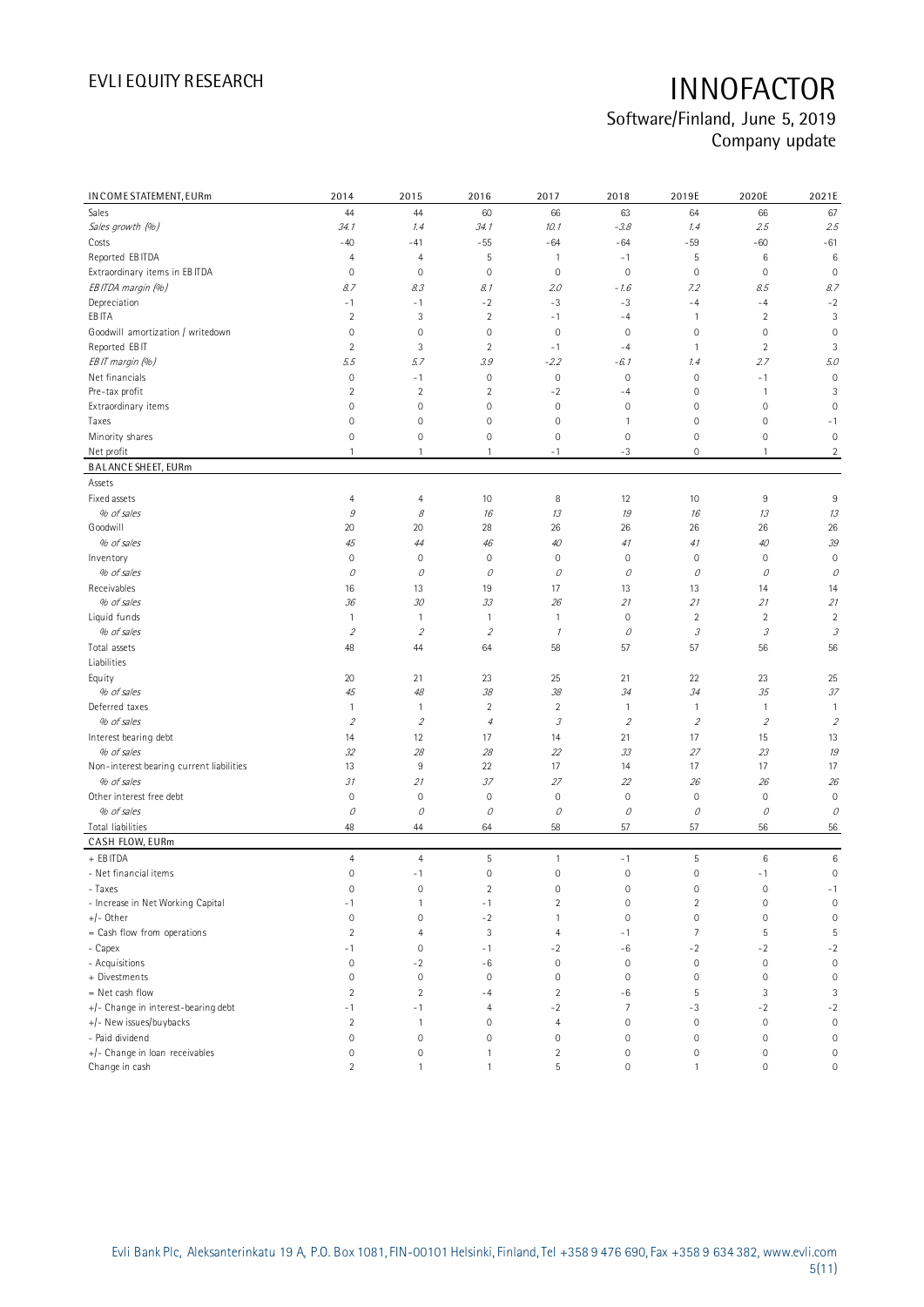| INCOME STATEMENT, EURm | 2014 | 2015 | 2016 | 2017 | 2018 | 2019E | 2020E | 2021E |
|---|---|---|---|---|---|---|---|---|
| Sales | 44 | 44 | 60 | 66 | 63 | 64 | 66 | 67 |
| *Sales growth (%)* | *34.1* | *1.4* | *34.1* | *10.1* | *-3.8* | *1.4* | *2.5* | *2.5* |
| Costs | -40 | -41 | -55 | -64 | -64 | -59 | -60 | -61 |
| Reported EBITDA | 4 | 4 | 5 | 1 | -1 | 5 | 6 | 6 |
| Extraordinary items in EBITDA | 0 | 0 | 0 | 0 | 0 | 0 | 0 | 0 |
| *EBITDA margin (%)* | *8.7* | *8.3* | *8.1* | *2.0* | *-1.6* | *7.2* | *8.5* | *8.7* |
| Depreciation | -1 | -1 | -2 | -3 | -3 | -4 | -4 | -2 |
| EBITA | 2 | 3 | 2 | -1 | -4 | 1 | 2 | 3 |
| Goodwill amortization / writedown | 0 | 0 | 0 | 0 | 0 | 0 | 0 | 0 |
| Reported EBIT | 2 | 3 | 2 | -1 | -4 | 1 | 2 | 3 |
| *EBIT margin (%)* | *5.5* | *5.7* | *3.9* | *-2.2* | *-6.1* | *1.4* | *2.7* | *5.0* |
| Net financials | 0 | -1 | 0 | 0 | 0 | 0 | -1 | 0 |
| Pre-tax profit | 2 | 2 | 2 | -2 | -4 | 0 | 1 | 3 |
| Extraordinary items | 0 | 0 | 0 | 0 | 0 | 0 | 0 | 0 |
| Taxes | 0 | 0 | 0 | 0 | 1 | 0 | 0 | -1 |
| Minority shares | 0 | 0 | 0 | 0 | 0 | 0 | 0 | 0 |
| Net profit | 1 | 1 | 1 | -1 | -3 | 0 | 1 | 2 |
| **BALANCE SHEET, EURm** | | | | | | | | |
| Assets | | | | | | | | |
| Fixed assets | 4 | 4 | 10 | 8 | 12 | 10 | 9 | 9 |
| *% of sales* | *9* | *8* | *16* | *13* | *19* | *16* | *13* | *13* |
| Goodwill | 20 | 20 | 28 | 26 | 26 | 26 | 26 | 26 |
| *% of sales* | *45* | *44* | *46* | *40* | *41* | *41* | *40* | *39* |
| Inventory | 0 | 0 | 0 | 0 | 0 | 0 | 0 | 0 |
| *% of sales* | *0* | *0* | *0* | *0* | *0* | *0* | *0* | *0* |
| Receivables | 16 | 13 | 19 | 17 | 13 | 13 | 14 | 14 |
| *% of sales* | *36* | *30* | *33* | *26* | *21* | *21* | *21* | *21* |
| Liquid funds | 1 | 1 | 1 | 1 | 0 | 2 | 2 | 2 |
| *% of sales* | *2* | *2* | *2* | *1* | *0* | *3* | *3* | *3* |
| Total assets | 48 | 44 | 64 | 58 | 57 | 57 | 56 | 56 |
| Liabilities | | | | | | | | |
| Equity | 20 | 21 | 23 | 25 | 21 | 22 | 23 | 25 |
| *% of sales* | *45* | *48* | *38* | *38* | *34* | *34* | *35* | *37* |
| Deferred taxes | 1 | 1 | 2 | 2 | 1 | 1 | 1 | 1 |
| *% of sales* | *2* | *2* | *4* | *3* | *2* | *2* | *2* | *2* |
| Interest bearing debt | 14 | 12 | 17 | 14 | 21 | 17 | 15 | 13 |
| *% of sales* | *32* | *28* | *28* | *22* | *33* | *27* | *23* | *19* |
| Non-interest bearing current liabilities | 13 | 9 | 22 | 17 | 14 | 17 | 17 | 17 |
| *% of sales* | *31* | *21* | *37* | *27* | *22* | *26* | *26* | *26* |
| Other interest free debt | 0 | 0 | 0 | 0 | 0 | 0 | 0 | 0 |
| *% of sales* | *0* | *0* | *0* | *0* | *0* | *0* | *0* | *0* |
| Total liabilities | 48 | 44 | 64 | 58 | 57 | 57 | 56 | 56 |
| **CASH FLOW, EURm** | | | | | | | | |
| + EBITDA | 4 | 4 | 5 | 1 | -1 | 5 | 6 | 6 |
| - Net financial items | 0 | -1 | 0 | 0 | 0 | 0 | -1 | 0 |
| - Taxes | 0 | 0 | 2 | 0 | 0 | 0 | 0 | -1 |
| - Increase in Net Working Capital | -1 | 1 | -1 | 2 | 0 | 2 | 0 | 0 |
| +/- Other | 0 | 0 | -2 | 1 | 0 | 0 | 0 | 0 |
| = Cash flow from operations | 2 | 4 | 3 | 4 | -1 | 7 | 5 | 5 |
| - Capex | -1 | 0 | -1 | -2 | -6 | -2 | -2 | -2 |
| - Acquisitions | 0 | -2 | -6 | 0 | 0 | 0 | 0 | 0 |
| + Divestments | 0 | 0 | 0 | 0 | 0 | 0 | 0 | 0 |
| = Net cash flow | 2 | 2 | -4 | 2 | -6 | 5 | 3 | 3 |
| +/- Change in interest-bearing debt | -1 | -1 | 4 | -2 | 7 | -3 | -2 | -2 |
| +/- New issues/buybacks | 2 | 1 | 0 | 4 | 0 | 0 | 0 | 0 |
| - Paid dividend | 0 | 0 | 0 | 0 | 0 | 0 | 0 | 0 |
| +/- Change in loan receivables | 0 | 0 | 1 | 2 | 0 | 0 | 0 | 0 |
| Change in cash | 2 | 1 | 1 | 5 | 0 | 1 | 0 | 0 |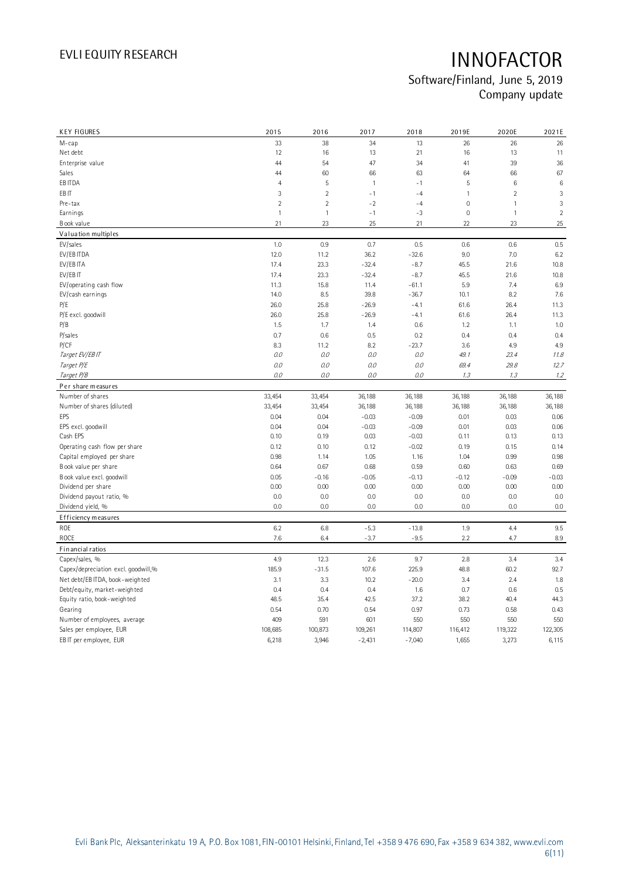# INNOFACTOR

Software/Finland, June 5, 2019
Company update

| KEY FIGURES | 2015 | 2016 | 2017 | 2018 | 2019E | 2020E | 2021E |
|---|---|---|---|---|---|---|---|
| M-cap | 33 | 38 | 34 | 13 | 26 | 26 | 26 |
| Net debt | 12 | 16 | 13 | 21 | 16 | 13 | 11 |
| Enterprise value | 44 | 54 | 47 | 34 | 41 | 39 | 36 |
| Sales | 44 | 60 | 66 | 63 | 64 | 66 | 67 |
| EBITDA | 4 | 5 | 1 | -1 | 5 | 6 | 6 |
| EBIT | 3 | 2 | -1 | -4 | 1 | 2 | 3 |
| Pre-tax | 2 | 2 | -2 | -4 | 0 | 1 | 3 |
| Earnings | 1 | 1 | -1 | -3 | 0 | 1 | 2 |
| Book value | 21 | 23 | 25 | 21 | 22 | 23 | 25 |
| **Valuation multiples** | | | | | | | |
| EV/sales | 1.0 | 0.9 | 0.7 | 0.5 | 0.6 | 0.6 | 0.5 |
| EV/EBITDA | 12.0 | 11.2 | 36.2 | -32.6 | 9.0 | 7.0 | 6.2 |
| EV/EBITA | 17.4 | 23.3 | -32.4 | -8.7 | 45.5 | 21.6 | 10.8 |
| EV/EBIT | 17.4 | 23.3 | -32.4 | -8.7 | 45.5 | 21.6 | 10.8 |
| EV/operating cash flow | 11.3 | 15.8 | 11.4 | -61.1 | 5.9 | 7.4 | 6.9 |
| EV/cash earnings | 14.0 | 8.5 | 39.8 | -36.7 | 10.1 | 8.2 | 7.6 |
| P/E | 26.0 | 25.8 | -26.9 | -4.1 | 61.6 | 26.4 | 11.3 |
| P/E excl. goodwill | 26.0 | 25.8 | -26.9 | -4.1 | 61.6 | 26.4 | 11.3 |
| P/B | 1.5 | 1.7 | 1.4 | 0.6 | 1.2 | 1.1 | 1.0 |
| P/sales | 0.7 | 0.6 | 0.5 | 0.2 | 0.4 | 0.4 | 0.4 |
| P/CF | 8.3 | 11.2 | 8.2 | -23.7 | 3.6 | 4.9 | 4.9 |
| *Target EV/EBIT* | *0.0* | *0.0* | *0.0* | *0.0* | *49.1* | *23.4* | *11.8* |
| *Target P/E* | *0.0* | *0.0* | *0.0* | *0.0* | *69.4* | *29.8* | *12.7* |
| *Target P/B* | *0.0* | *0.0* | *0.0* | *0.0* | *1.3* | *1.3* | *1.2* |
| **Per share measures** | | | | | | | |
| Number of shares | 33,454 | 33,454 | 36,188 | 36,188 | 36,188 | 36,188 | 36,188 |
| Number of shares (diluted) | 33,454 | 33,454 | 36,188 | 36,188 | 36,188 | 36,188 | 36,188 |
| EPS | 0.04 | 0.04 | -0.03 | -0.09 | 0.01 | 0.03 | 0.06 |
| EPS excl. goodwill | 0.04 | 0.04 | -0.03 | -0.09 | 0.01 | 0.03 | 0.06 |
| Cash EPS | 0.10 | 0.19 | 0.03 | -0.03 | 0.11 | 0.13 | 0.13 |
| Operating cash flow per share | 0.12 | 0.10 | 0.12 | -0.02 | 0.19 | 0.15 | 0.14 |
| Capital employed per share | 0.98 | 1.14 | 1.05 | 1.16 | 1.04 | 0.99 | 0.98 |
| Book value per share | 0.64 | 0.67 | 0.68 | 0.59 | 0.60 | 0.63 | 0.69 |
| Book value excl. goodwill | 0.05 | -0.16 | -0.05 | -0.13 | -0.12 | -0.09 | -0.03 |
| Dividend per share | 0.00 | 0.00 | 0.00 | 0.00 | 0.00 | 0.00 | 0.00 |
| Dividend payout ratio, % | 0.0 | 0.0 | 0.0 | 0.0 | 0.0 | 0.0 | 0.0 |
| Dividend yield, % | 0.0 | 0.0 | 0.0 | 0.0 | 0.0 | 0.0 | 0.0 |
| **Efficiency measures** | | | | | | | |
| ROE | 6.2 | 6.8 | -5.3 | -13.8 | 1.9 | 4.4 | 9.5 |
| ROCE | 7.6 | 6.4 | -3.7 | -9.5 | 2.2 | 4.7 | 8.9 |
| **Financial ratios** | | | | | | | |
| Capex/sales, % | 4.9 | 12.3 | 2.6 | 9.7 | 2.8 | 3.4 | 3.4 |
| Capex/depreciation excl. goodwill,% | 185.9 | -31.5 | 107.6 | 225.9 | 48.8 | 60.2 | 92.7 |
| Net debt/EBITDA, book-weighted | 3.1 | 3.3 | 10.2 | -20.0 | 3.4 | 2.4 | 1.8 |
| Debt/equity, market-weighted | 0.4 | 0.4 | 0.4 | 1.6 | 0.7 | 0.6 | 0.5 |
| Equity ratio, book-weighted | 48.5 | 35.4 | 42.5 | 37.2 | 38.2 | 40.4 | 44.3 |
| Gearing | 0.54 | 0.70 | 0.54 | 0.97 | 0.73 | 0.58 | 0.43 |
| Number of employees, average | 409 | 591 | 601 | 550 | 550 | 550 | 550 |
| Sales per employee, EUR | 108,685 | 100,873 | 109,261 | 114,807 | 116,412 | 119,322 | 122,305 |
| EBIT per employee, EUR | 6,218 | 3,946 | -2,431 | -7,040 | 1,655 | 3,273 | 6,115 |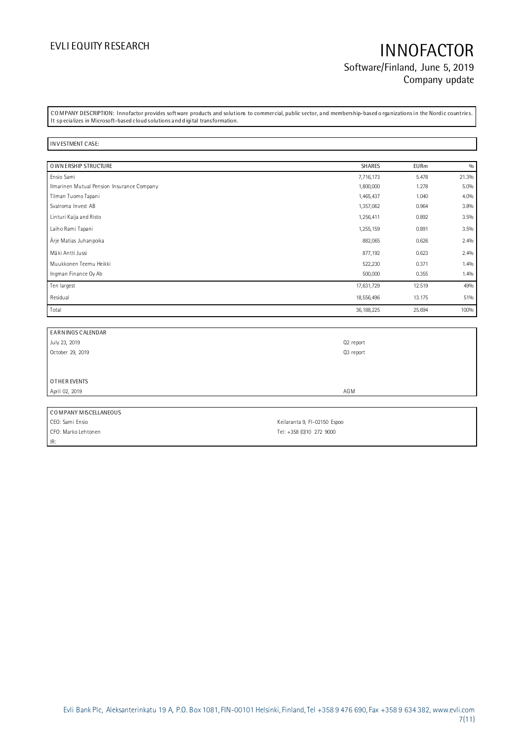COMPANY DESCRIPTION: Innofactor provides software products and solutions to commercial, public sector, and membership-based organizations in the Nordic countries. It specializes in Microsoft-based cloud solutions and digital transformation.

INVESTMENT CASE:

| OWNERSHIP STRUCTURE | SHARES | EURm | % |
|---|---|---|---|
| Ensio Sami | 7,716,173 | 5.478 | 21.3% |
| Ilmarinen Mutual Pension Insurance Company | 1,800,000 | 1.278 | 5.0% |
| Tilman Tuomo Tapani | 1,465,437 | 1.040 | 4.0% |
| Svalroma Invest AB | 1,357,062 | 0.964 | 3.8% |
| Linturi Kaija and Risto | 1,256,411 | 0.892 | 3.5% |
| Laiho Rami Tapani | 1,255,159 | 0.891 | 3.5% |
| Ärje Matias Juhanpoika | 882,065 | 0.626 | 2.4% |
| Mäki Antti Jussi | 877,192 | 0.623 | 2.4% |
| Muukkonen Teemu Heikki | 522,230 | 0.371 | 1.4% |
| Ingman Finance Oy Ab | 500,000 | 0.355 | 1.4% |
| Ten largest | 17,631,729 | 12.519 | 49% |
| Residual | 18,556,496 | 13.175 | 51% |
| Total | 36,188,225 | 25.694 | 100% |

| EARNINGS CALENDAR | |
|---|---|
| July 23, 2019 | Q2 report |
| October 29, 2019 | Q3 report |
| | |
| OTHER EVENTS | |
| April 02, 2019 | AGM |

| COMPANY MISCELLANEOUS | |
|---|---|
| CEO: Sami Ensio | Keilaranta 9, FI-02150 Espoo |
| CFO: Marko Lehtonen | Tel: +358 (0)10 272 9000 |
| IR: | |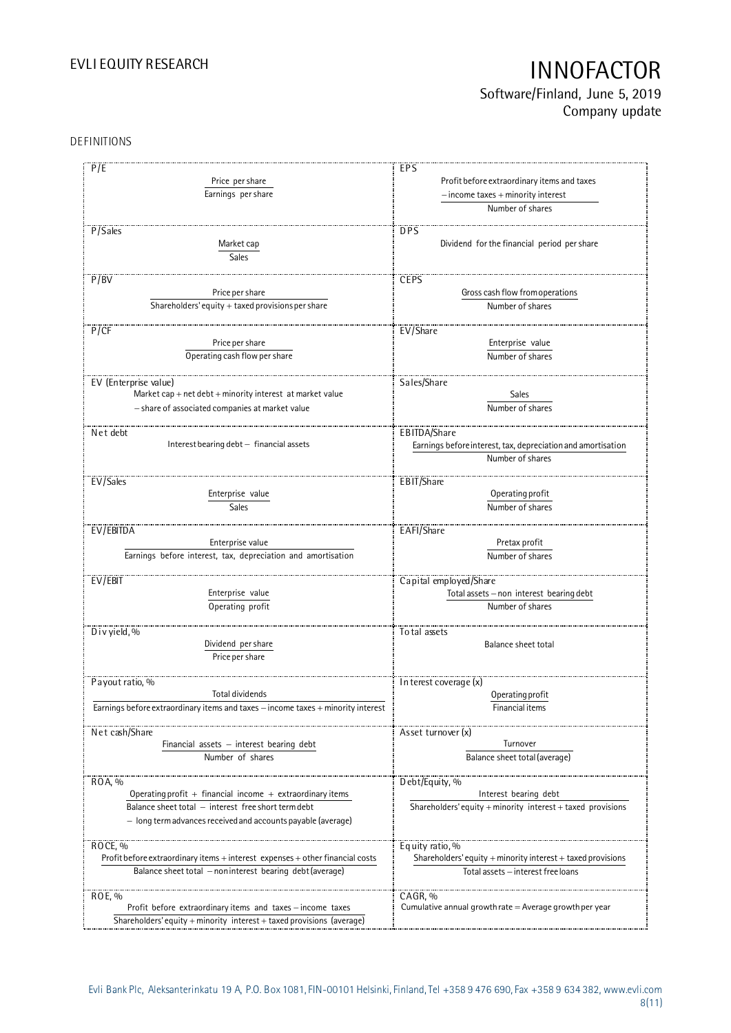## DEFINITIONS

| | |
|---|---|
| **P/E**<br>$\frac{\text{Price per share}}{\text{Earnings per share}}$ | **EPS**<br>$\frac{\text{Profit before extraordinary items and taxes} - \text{income taxes} + \text{minority interest}}{\text{Number of shares}}$ |
| **P/Sales**<br>$\frac{\text{Market cap}}{\text{Sales}}$ | **DPS**<br>Dividend for the financial period per share |
| **P/BV**<br>$\frac{\text{Price per share}}{\text{Shareholders' equity} + \text{taxed provisions per share}}$ | **CEPS**<br>$\frac{\text{Gross cash flow from operations}}{\text{Number of shares}}$ |
| **P/CF**<br>$\frac{\text{Price per share}}{\text{Operating cash flow per share}}$ | **EV/Share**<br>$\frac{\text{Enterprise value}}{\text{Number of shares}}$ |
| **EV (Enterprise value)**<br>Market cap + net debt + minority interest at market value − share of associated companies at market value | **Sales/Share**<br>$\frac{\text{Sales}}{\text{Number of shares}}$ |
| **Net debt**<br>Interest bearing debt − financial assets | **EBITDA/Share**<br>$\frac{\text{Earnings before interest, tax, depreciation and amortisation}}{\text{Number of shares}}$ |
| **EV/Sales**<br>$\frac{\text{Enterprise value}}{\text{Sales}}$ | **EBIT/Share**<br>$\frac{\text{Operating profit}}{\text{Number of shares}}$ |
| **EV/EBITDA**<br>$\frac{\text{Enterprise value}}{\text{Earnings before interest, tax, depreciation and amortisation}}$ | **EAFI/Share**<br>$\frac{\text{Pretax profit}}{\text{Number of shares}}$ |
| **EV/EBIT**<br>$\frac{\text{Enterprise value}}{\text{Operating profit}}$ | **Capital employed/Share**<br>$\frac{\text{Total assets} - \text{non interest bearing debt}}{\text{Number of shares}}$ |
| **Div yield, %**<br>$\frac{\text{Dividend per share}}{\text{Price per share}}$ | **Total assets**<br>Balance sheet total |
| **Payout ratio, %**<br>$\frac{\text{Total dividends}}{\text{Earnings before extraordinary items and taxes} - \text{income taxes} + \text{minority interest}}$ | **Interest coverage (x)**<br>$\frac{\text{Operating profit}}{\text{Financial items}}$ |
| **Net cash/Share**<br>$\frac{\text{Financial assets} - \text{interest bearing debt}}{\text{Number of shares}}$ | **Asset turnover (x)**<br>$\frac{\text{Turnover}}{\text{Balance sheet total (average)}}$ |
| **ROA, %**<br>$\frac{\text{Operating profit} + \text{financial income} + \text{extraordinary items}}{\text{Balance sheet total} - \text{interest free short term debt} - \text{long term advances received and accounts payable (average)}}$ | **Debt/Equity, %**<br>$\frac{\text{Interest bearing debt}}{\text{Shareholders' equity} + \text{minority interest} + \text{taxed provisions}}$ |
| **ROCE, %**<br>$\frac{\text{Profit before extraordinary items} + \text{interest expenses} + \text{other financial costs}}{\text{Balance sheet total} - \text{noninterest bearing debt (average)}}$ | **Equity ratio, %**<br>$\frac{\text{Shareholders' equity} + \text{minority interest} + \text{taxed provisions}}{\text{Total assets} - \text{interest free loans}}$ |
| **ROE, %**<br>$\frac{\text{Profit before extraordinary items and taxes} - \text{income taxes}}{\text{Shareholders' equity} + \text{minority interest} + \text{taxed provisions (average)}}$ | **CAGR, %**<br>Cumulative annual growth rate = Average growth per year |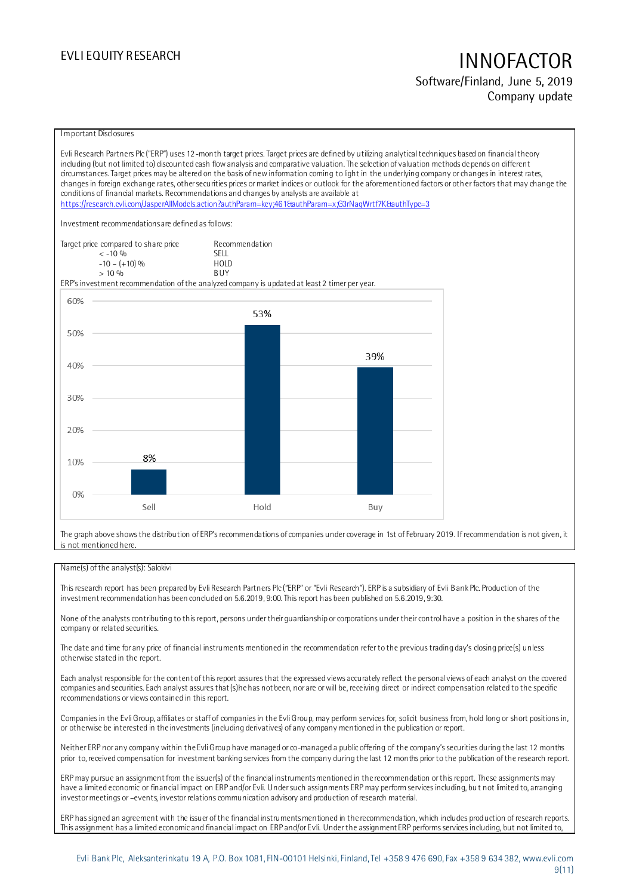Important Disclosures

Evli Research Partners Plc ("ERP") uses 12-month target prices. Target prices are defined by utilizing analytical techniques based on financial theory including (but not limited to) discounted cash flow analysis and comparative valuation. The selection of valuation methods depends on different circumstances. Target prices may be altered on the basis of new information coming to light in the underlying company or changes in interest rates, changes in foreign exchange rates, other securities prices or market indices or outlook for the aforementioned factors or other factors that may change the conditions of financial markets. Recommendations and changes by analysts are available at https://research.evli.com/JasperAllModels.action?authParam=key;461&authParam=x;G3rNagWrtf7K&authType=3

Investment recommendations are defined as follows:

| Target price compared to share price | Recommendation |
|---|---|
| < -10 % | SELL |
| -10 – (+10) % | HOLD |
| > 10 % | BUY |

ERP's investment recommendation of the analyzed company is updated at least 2 timer per year.

| | Sell | Hold | Buy |
|---|---|---|---|
| Share of recommendations | 8% | 53% | 39% |

The graph above shows the distribution of ERP's recommendations of companies under coverage in 1st of February 2019. If recommendation is not given, it is not mentioned here.

Name(s) of the analyst(s): Salokivi

This research report has been prepared by Evli Research Partners Plc ("ERP" or "Evli Research"). ERP is a subsidiary of Evli Bank Plc. Production of the investment recommendation has been concluded on 5.6.2019, 9:00. This report has been published on 5.6.2019, 9:30.

None of the analysts contributing to this report, persons under their guardianship or corporations under their control have a position in the shares of the company or related securities.

The date and time for any price of financial instruments mentioned in the recommendation refer to the previous trading day's closing price(s) unless otherwise stated in the report.

Each analyst responsible for the content of this report assures that the expressed views accurately reflect the personal views of each analyst on the covered companies and securities. Each analyst assures that (s)he has not been, nor are or will be, receiving direct or indirect compensation related to the specific recommendations or views contained in this report.

Companies in the Evli Group, affiliates or staff of companies in the Evli Group, may perform services for, solicit business from, hold long or short positions in, or otherwise be interested in the investments (including derivatives) of any company mentioned in the publication or report.

Neither ERP nor any company within the Evli Group have managed or co-managed a public offering of the company's securities during the last 12 months prior to, received compensation for investment banking services from the company during the last 12 months prior to the publication of the research report.

ERP may pursue an assignment from the issuer(s) of the financial instruments mentioned in the recommendation or this report. These assignments may have a limited economic or financial impact on ERP and/or Evli. Under such assignments ERP may perform services including, but not limited to, arranging investor meetings or –events, investor relations communication advisory and production of research material.

ERP has signed an agreement with the issuer of the financial instruments mentioned in the recommendation, which includes production of research reports. This assignment has a limited economic and financial impact on ERP and/or Evli. Under the assignment ERP performs services including, but not limited to,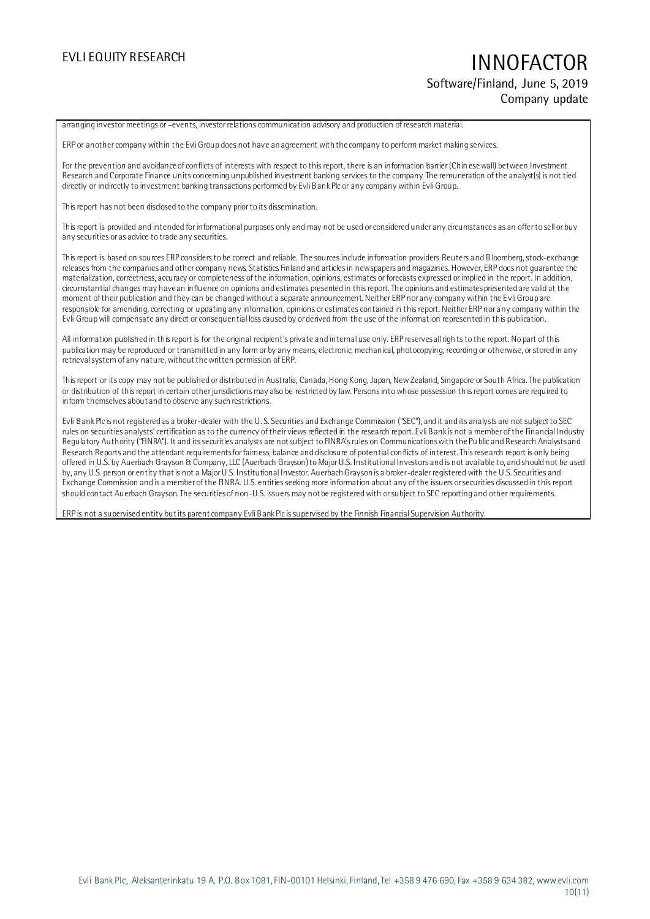arranging investor meetings or –events, investor relations communication advisory and production of research material.

ERP or another company within the Evli Group does not have an agreement with the company to perform market making services.

For the prevention and avoidance of conflicts of interests with respect to this report, there is an information barrier (Chinese wall) between Investment Research and Corporate Finance units concerning unpublished investment banking services to the company. The remuneration of the analyst(s) is not tied directly or indirectly to investment banking transactions performed by Evli Bank Plc or any company within Evli Group.

This report has not been disclosed to the company prior to its dissemination.

This report is provided and intended for informational purposes only and may not be used or considered under any circumstances as an offer to sell or buy any securities or as advice to trade any securities.

This report is based on sources ERP considers to be correct and reliable. The sources include information providers Reuters and Bloomberg, stock-exchange releases from the companies and other company news, Statistics Finland and articles in newspapers and magazines. However, ERP does not guarantee the materialization, correctness, accuracy or completeness of the information, opinions, estimates or forecasts expressed or implied in the report. In addition, circumstantial changes may have an influence on opinions and estimates presented in this report. The opinions and estimates presented are valid at the moment of their publication and they can be changed without a separate announcement. Neither ERP nor any company within the Evli Group are responsible for amending, correcting or updating any information, opinions or estimates contained in this report. Neither ERP nor any company within the Evli Group will compensate any direct or consequential loss caused by or derived from the use of the information represented in this publication.

All information published in this report is for the original recipient's private and internal use only. ERP reserves all rights to the report. No part of this publication may be reproduced or transmitted in any form or by any means, electronic, mechanical, photocopying, recording or otherwise, or stored in any retrieval system of any nature, without the written permission of ERP.

This report or its copy may not be published or distributed in Australia, Canada, Hong Kong, Japan, New Zealand, Singapore or South Africa. The publication or distribution of this report in certain other jurisdictions may also be restricted by law. Persons into whose possession this report comes are required to inform themselves about and to observe any such restrictions.

Evli Bank Plc is not registered as a broker-dealer with the U. S. Securities and Exchange Commission ("SEC"), and it and its analysts are not subject to SEC rules on securities analysts' certification as to the currency of their views reflected in the research report. Evli Bank is not a member of the Financial Industry Regulatory Authority ("FINRA"). It and its securities analysts are not subject to FINRA's rules on Communications with the Public and Research Analysts and Research Reports and the attendant requirements for fairness, balance and disclosure of potential conflicts of interest. This research report is only being offered in U.S. by Auerbach Grayson & Company, LLC (Auerbach Grayson) to Major U.S. Institutional Investors and is not available to, and should not be used by, any U.S. person or entity that is not a Major U.S. Institutional Investor. Auerbach Grayson is a broker-dealer registered with the U.S. Securities and Exchange Commission and is a member of the FINRA. U.S. entities seeking more information about any of the issuers or securities discussed in this report should contact Auerbach Grayson. The securities of non-U.S. issuers may not be registered with or subject to SEC reporting and other requirements.

ERP is not a supervised entity but its parent company Evli Bank Plc is supervised by the Finnish Financial Supervision Authority.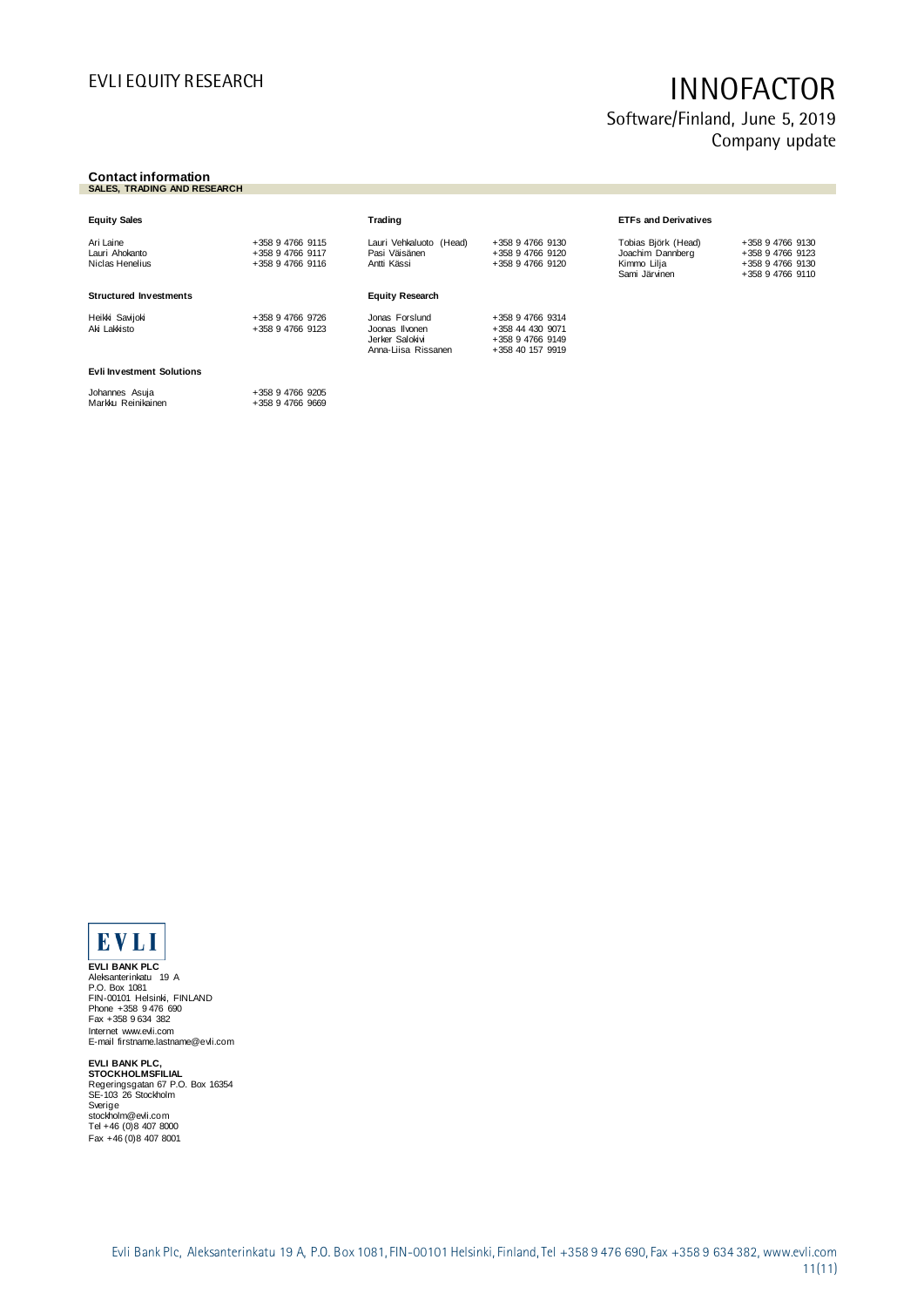## Contact information

**SALES, TRADING AND RESEARCH**

**Equity Sales**

| | |
|---|---|
| Ari Laine | +358 9 4766 9115 |
| Lauri Ahokanto | +358 9 4766 9117 |
| Niclas Henelius | +358 9 4766 9116 |

**Trading**

| | |
|---|---|
| Lauri Vehkaluoto (Head) | +358 9 4766 9130 |
| Pasi Väisänen | +358 9 4766 9120 |
| Antti Kässi | +358 9 4766 9120 |

**ETFs and Derivatives**

| | |
|---|---|
| Tobias Björk (Head) | +358 9 4766 9130 |
| Joachim Dannberg | +358 9 4766 9123 |
| Kimmo Lilja | +358 9 4766 9130 |
| Sami Järvinen | +358 9 4766 9110 |

**Structured Investments**

| | |
|---|---|
| Heikki Savijoki | +358 9 4766 9726 |
| Aki Lakkisto | +358 9 4766 9123 |

**Equity Research**

| | |
|---|---|
| Jonas Forslund | +358 9 4766 9314 |
| Joonas Ilvonen | +358 44 430 9071 |
| Jerker Salokivi | +358 9 4766 9149 |
| Anna-Liisa Rissanen | +358 40 157 9919 |

**Evli Investment Solutions**

| | |
|---|---|
| Johannes Asuja | +358 9 4766 9205 |
| Markku Reinikainen | +358 9 4766 9669 |

EVLI

**EVLI BANK PLC**
Aleksanterinkatu 19 A
P.O. Box 1081
FIN-00101 Helsinki, FINLAND
Phone +358 9 476 690
Fax +358 9 634 382
Internet www.evli.com
E-mail firstname.lastname@evli.com

**EVLI BANK PLC, STOCKHOLMSFILIAL**
Regeringsgatan 67 P.O. Box 16354
SE-103 26 Stockholm
Sverige
stockholm@evli.com
Tel +46 (0)8 407 8000
Fax +46 (0)8 407 8001